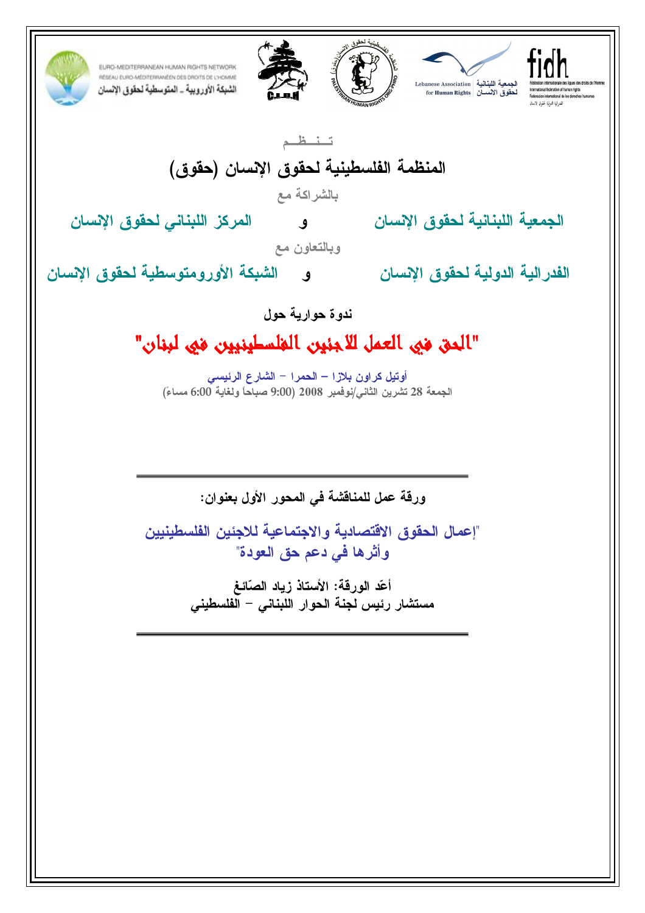EURO-MEDITERRANEAN HUMAN RIGHTS NETWORK
RÉSEAU EURO-MÉDITERRANÉEN DES DROITS DE L'HOMME
الشبكة الأوروبية ـ المتوسطية لحقوق الإنسان

Lebanese Association for Human Rights
الجمعية اللبنانية لحقوق الانسان

fidh

تـنـظـم

## المنظمة الفلسطينية لحقوق الإنسان (حقوق)

بالشراكة مع

**الجمعية اللبنانية لحقوق الإنسان** و **المركز اللبناني لحقوق الإنسان**

وبالتعاون مع

**الفدرالية الدولية لحقوق الإنسان** و **الشبكة الأورومتوسطية لحقوق الإنسان**

**ندوة حوارية حول**

# "الحق في العمل للاجئين الفلسطينيين في لبنان"

أوتيل كراون بلازا – الحمرا – الشارع الرئيسي
الجمعة 28 تشرين الثاني/نوفمبر 2008 (9:00 صباحاً ولغاية 6:00 مساءً)

---

**ورقة عمل للمناقشة في المحور الأول بعنوان:**

"إعمال الحقوق الاقتصادية والاجتماعية للاجئين الفلسطينيين وأثرها في دعم حق العودة"

**أعّد الورقة: الأستاذ زياد الصّائغ**
**مستشار رئيس لجنة الحوار اللبناني – الفلسطيني**

---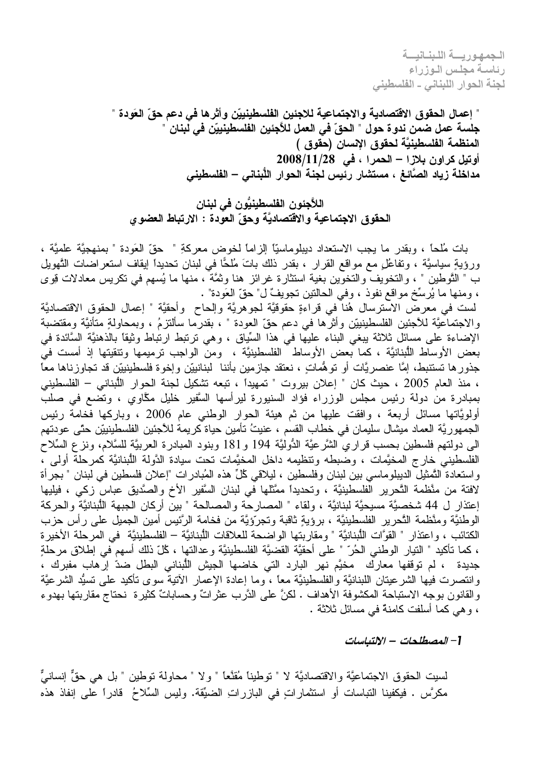الجمهوريـــة اللبنـانيـــة
رئاسـة مجلـس الـوزراء
لجنة الحوار اللبناني - الفلسطيني

**" إعمال الحقوق الاقتصادية والاجتماعية للاجئين الفلسطينيّين وأثرها في دعم حقّ العَودة "**
**جلسة عمل ضمن ندوة حول " الحقّ في العمل للاّجئين الفلسطينيّين في لبنان "**
**المنظمة الفلسطينيَّة لحقوق الإنسان (حقوق )**
**أوتيل كراون بلازا – الحمرا ، في 2008/11/28**
**مداخلة زياد الصَّائغ ، مستشار رئيس لجنة الحوار اللُّبناني – الفلسطيني**

## اللاَّجئون الفلسطينيُّون في لبنان
## الحقوق الاجتماعيَّة والاقتصاديَّة وحقّ العودة : الارتباط العضوي

بات مُلحاً ، وبقدر ما يجب الاستعداد ديبلوماسيّاً إلزاماً لخوض معركةِ " حقّ العَودة " بمنهجيَّة علميَّة ، ورؤيةٍ سياسيَّة ، وتفاعُلٍ مع مواقع القرار ، بقدر ذلك باتَ مُلحًّا في لبنان تحديداً إيقاف استعراضات التَّهويل ب " التَّوطين " ، والتخويف والتخوين بغية استثارة غرائز هنا وثمَّة ، منها ما يُسهم في تكريس معادلات قوى ، ومنها ما يُرسِّخ مواقع نفوذ ، وفي الحالتين تجويفٌ ل" حقّ العَودة" .
لست في معرض الاسترسال هُنا في قراءةٍ حقوقيَّة لجوهريَّة وإلحاح وأحقيَّة " إعمال الحقوق الاقتصاديَّة والاجتماعيَّة للاَّجئين الفلسطينيّين وأثرها في دعم حقّ العودة " ، بقدرما سألتزمُ ، وبمحاولةٍ متأنيَّة ومقتضبة الإضاءة على مسائل ثلاثة ينبغي البناء عليها في هذا السِّياق ، وهي ترتبط ارتباط وثيقاً بالذهنيَّة السَّائدة في بعض الأوساط اللُّبنانيَّة ، كما بعض الأوساط الفلسطينيَّة ، ومن الواجب ترميمها وتنقيتها إذ أمست في جذورها تستنبط، إمَّا عنصريَّات أو توهُّماتٍ ، نعتقد جازمين بأننا لبنانيّين وإخوة فلسطينيّين قد تجاوزناها معاً ، منذ العام 2005 ، حيث كان " إعلان بيروت " تمهيداً ، تبعه تشكيل لجنة الحوار اللُّبناني – الفلسطيني بمبادرة من دولة رئيس مجلس الوزراء فؤاد السنيورة ليرأسها السَّفير خليل مكَّاوي ، وتضع في صلب أولويَّاتها مسائل أربعة ، وافقت عليها من ثم هيئة الحوار الوطني عام 2006 ، وباركها فخامة رئيس الجمهوريَّة العماد ميشال سليمان في خطاب القسم ، عنيتُ تأمين حياة كريمة للاَّجئين الفلسطينيّين حتّى عودتهم الى دولتهم فلسطين بحسب قراري الشَّرعيَّة الدُّوليَّة 194 و181 وبنود المبادرة العربيَّة للسَّلام، ونزع السِّلاح الفلسطيني خارج المخيَّمات ، وضبطه وتنظيمه داخل المخيَّمات تحت سيادة الدَّولة اللُّبنانيَّة كمرحلة أولى ، واستعادة التَّمثيل الديبلوماسي بين لبنان وفلسطين ، ليلاقي كلٌّ هذه المُبادرات "إعلان فلسطين في لبنان " بجرأة لافتة من منَّظمة التَّحرير الفلسطينيَّة ، وتحديداً ممثّلها في لبنان السَّفير الأخ والصَّديق عباس زكي ، فيليها إعتذار ل 44 شخصيَّة مسيحيَّة لبنانيَّة ، ولقاء " المصارحة والمصالحة " بين أركان الجبهة اللُّبنانيَّة والحركة الوطنيَّة ومنَّظمة التَّحرير الفلسطينيَّة ، برؤيةٍ ثاقبة وتجرّؤيَّة من فخامة الرَّئيس أمين الجميل على رأس حزب الكتائب ، واعتذار " القوَّات اللُّبنانيَّة " ومقاربتها الواضحة للعلاقات اللُّبنانيَّة – الفلسطينيَّة في المرحلة الأخيرة ، كما تأكيد " التيار الوطني الحُرّ " على أحقيَّة القضيَّة الفلسطينيَّة وعدالتها ، كُلّ ذلك أسهم في إطلاق مرحلةٍ جديدة ، لم توقفها معارك مخيَّم نهر البارد التي خاضها الجيش اللُّبناني البطل ضدّ إرهاب مفبرك ، وانتصرت فيها الشرعيتان اللبنانيَّة والفلسطينيَّة معاً ، وما إعادة الإعمار الآتية سوى تأكيد على تسيُّد الشرعيَّة والقانون بوجه الاستباحة المكشوفة الأهداف . لكنَّ على الدَّرب عثراتٌ وحساباتٌ كثيرة نحتاج مقاربتها بهدوء ، وهي كما أسلفت كامنةٌ في مسائل ثلاثة .

### *1- المصطلحات – الالتباسات*

لسيت الحقوق الاجتماعيَّة والاقتصاديَّة لا " توطيناً مُقنَّعاً " ولا " محاولة توطين " بل هي حقٌّ إنسانيٌّ مكرَّس . فيكفينا التباسات أو استثماراتٍ في البازراتِ الضيِّقة. وليس السِّلاحُ قادراً على إنفاذ هذه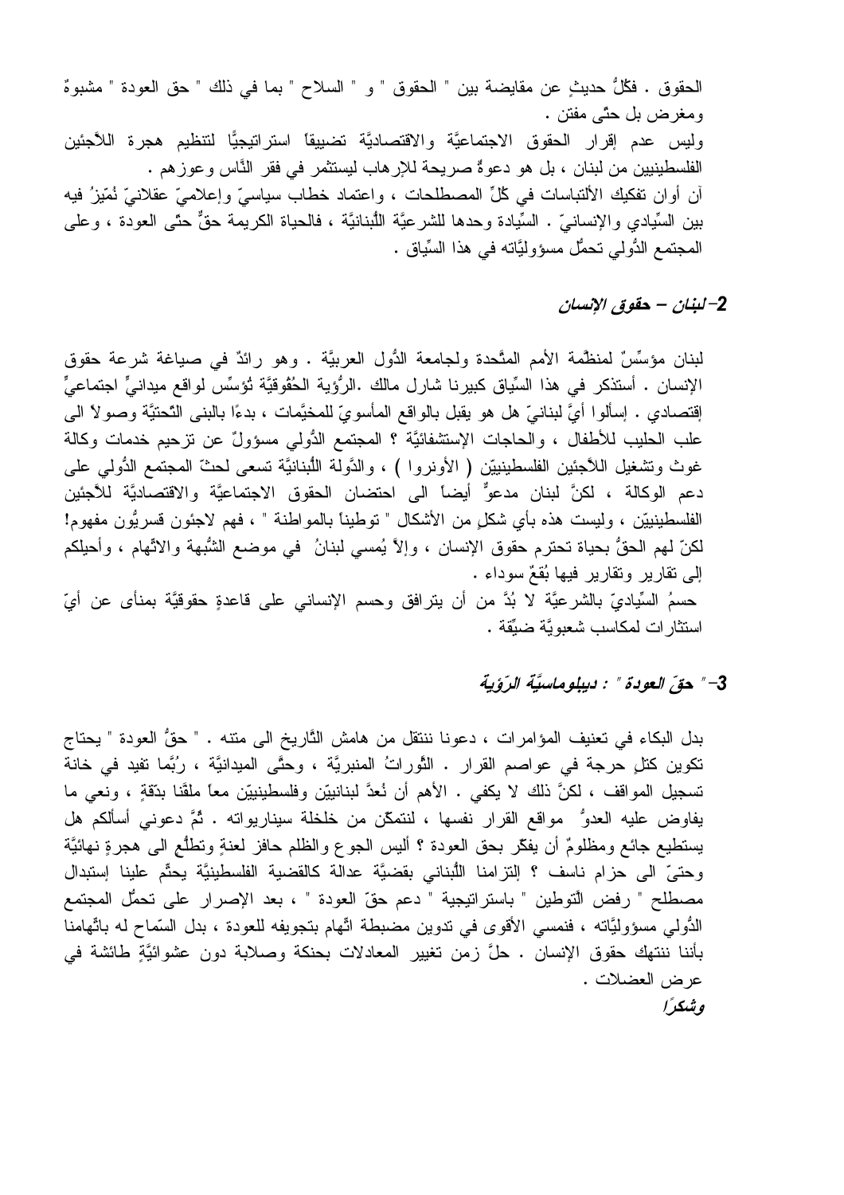الحقوق . فكُلُّ حديثٍ عن مقايضة بين " الحقوق " و " السلاح " بما في ذلك " حق العودة " مشبوهٌ ومغرض بل حتّى مفتن .

وليس عدم إقرار الحقوق الاجتماعيَّة والاقتصاديَّة تضييقاً استراتيجيًّا لتنظيم هجرة اللاَّجئين الفلسطينيين من لبنان ، بل هو دعوةٌ صريحة للإرهاب ليستثمر في فقر النَّاس وعوزهم .

آن أوان تفكيك الألتباسات في كُلِّ المصطلحات ، واعتماد خطاب سياسيّ وإعلاميّ عقلانيّ نُمّيزُ فيه بين السِّيادي والإنسانيّ . السِّيادة وحدها للشرعيَّة اللُّبنانيَّة ، فالحياة الكريمة حقٌّ حتّى العودة ، وعلى المجتمع الدُّولي تحمُّل مسؤوليَّاته في هذا السِّياق .

## *2- لبنان – حقوق الإنسان*

لبنان مؤسِّسٌ لمنظَّمة الأمم المتَّحدة ولجامعة الدُّول العربيَّة . وهو رائدٌ في صياغة شرعة حقوق الإنسان . أستذكر في هذا السِّياق كبيرنا شارل مالك .الرُّؤية الحُقوقيَّة تُؤسِّس لواقع ميدانيٍّ اجتماعيٍّ إقتصادي . إسألوا أيَّ لبنانيّ هل هو يقبل بالواقع المأسويّ للمخيَّمات ، بدءًا بالبنى التّحتيَّة وصولاً الى علب الحليب للأطفال ، والحاجات الإستشفائيَّة ؟ المجتمع الدُّولي مسؤولٌ عن تزحيم خدمات وكالة غوث وتشغيل اللاجئين الفلسطينيّين ( الأونروا ) ، والدَّولة اللُّبنانيَّة تسعى لحثّ المجتمع الدُّولي على دعم الوكالة ، لكنَّ لبنان مدعوٌّ أيضاً الى احتضان الحقوق الاجتماعيَّة والاقتصاديَّة للاَّجئين الفلسطينيّين ، وليست هذه بأي شكلٍ من الأشكال " توطيناً بالمواطنة " ، فهم لاجئون قسريُّون مفهوم! لكنّ لهم الحقُّ بحياة تحترم حقوق الإنسان ، وإلاَّ يُمسي لبنانُ في موضع الشُّبهة والاتِّهام ، وأحيلكم إلى تقارير وتقارير فيها بُقعٌ سوداء .

حسمُ السِّياديّ بالشرعيَّة لا بُدَّ من أن يترافق وحسم الإنساني على قاعدةٍ حقوقيَّة بمنأى عن أيّ استثارات لمكاسب شعبويَّة ضيِّقة .

## *3- " حقّ العودة " : ديبلوماسيَّة الرّؤية*

بدل البكاء في تعنيف المؤامرات ، دعونا ننتقل من هامش التَّاريخ الى متنه . " حقُّ العودة " يحتاج تكوين كتلٍ حرجة في عواصم القرار . الثَّوراتُ المنبريَّة ، وحتَّى الميدانيَّة ، رُبَّما تفيد في خانة تسجيل المواقف ، لكنَّ ذلك لا يكفي . الأهم أن نُعدَّ لبنانيّين وفلسطينيّين معاً ملفّنا بدّقةٍ ، ونعي ما يفاوض عليه العدوُّ مواقع القرار نفسها ، لنتمكّن من خلخلة سيناريواته . ثُمَّ دعوني أسألكم هل يستطيع جائع ومظلومٌ أن يفكّر بحق العودة ؟ أليس الجوع والظلم حافز لعنةٍ وتطلُّع الى هجرةٍ نهائيَّة وحتىّ الى حزام ناسف ؟ إلتزامنا اللُّبناني بقضيَّة عدالة كالقضية الفلسطينيَّة يحتّم علينا إستبدال مصطلح " رفض التَوطين " باستراتيجية " دعم حقّ العودة " ، بعد الإصرار على تحمُّل المجتمع الدُّولي مسؤوليَّاته ، فنمسي الأقوى في تدوين مضبطة اتّهام بتجويفه للعودة ، بدل السّماح له باتّهامنا بأننا ننتهك حقوق الإنسان . حلَّ زمن تغيير المعادلات بحنكة وصلابة دون عشوائيَّةٍ طائشة في عرض العضلات .

***وشكرًا***